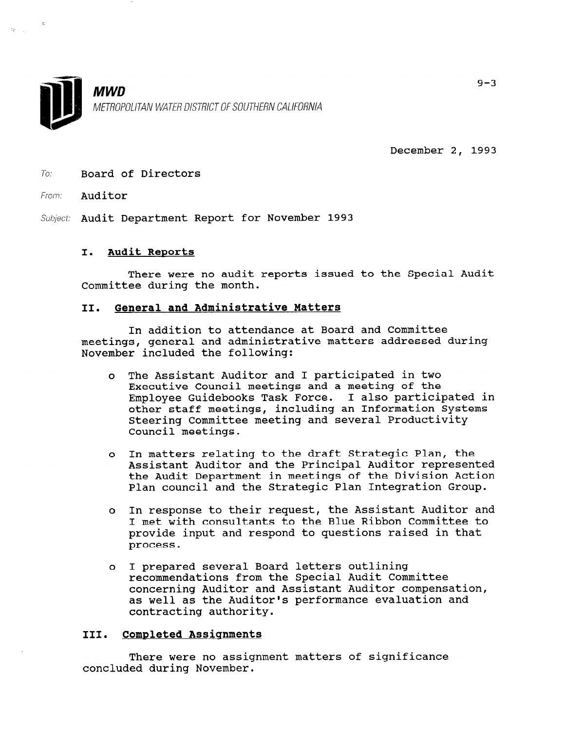**MWD**
METROPOLITAN WATER DISTRICT OF SOUTHERN CALIFORNIA

9-3

December 2, 1993

To: Board of Directors

From: Auditor

Subject: Audit Department Report for November 1993

## I. Audit Reports

There were no audit reports issued to the Special Audit Committee during the month.

## II. General and Administrative Matters

In addition to attendance at Board and Committee meetings, general and administrative matters addressed during November included the following:

- The Assistant Auditor and I participated in two Executive Council meetings and a meeting of the Employee Guidebooks Task Force. I also participated in other staff meetings, including an Information Systems Steering Committee meeting and several Productivity Council meetings.

- In matters relating to the draft Strategic Plan, the Assistant Auditor and the Principal Auditor represented the Audit Department in meetings of the Division Action Plan council and the Strategic Plan Integration Group.

- In response to their request, the Assistant Auditor and I met with consultants to the Blue Ribbon Committee to provide input and respond to questions raised in that process.

- I prepared several Board letters outlining recommendations from the Special Audit Committee concerning Auditor and Assistant Auditor compensation, as well as the Auditor's performance evaluation and contracting authority.

## III. Completed Assignments

There were no assignment matters of significance concluded during November.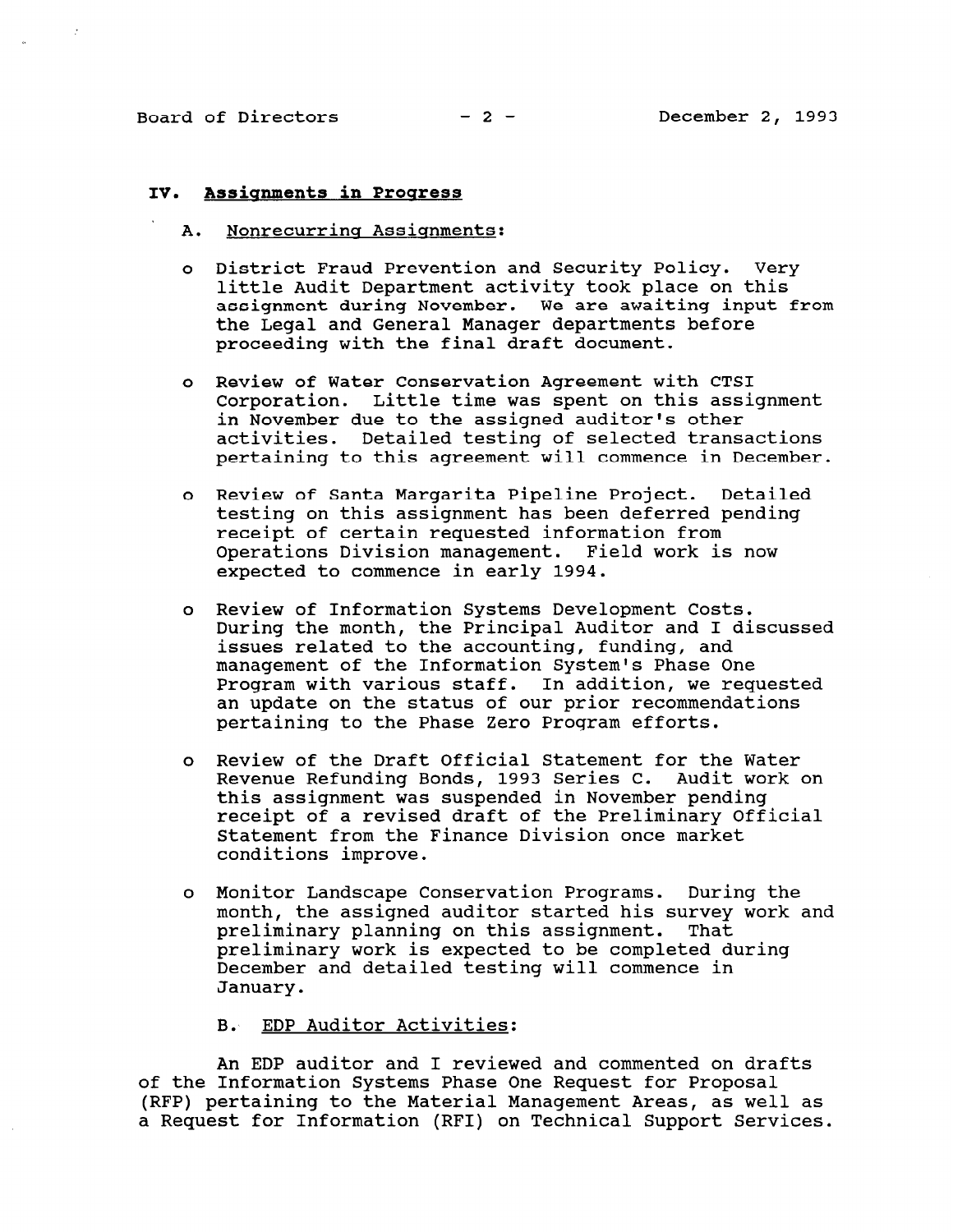## IV. Assignments in Progress

### A. Nonrecurring Assignments:

- District Fraud Prevention and Security Policy. Very little Audit Department activity took place on this assignment during November. We are awaiting input from the Legal and General Manager departments before proceeding with the final draft document.

- Review of Water Conservation Agreement with CTSI Corporation. Little time was spent on this assignment in November due to the assigned auditor's other activities. Detailed testing of selected transactions pertaining to this agreement will commence in December.

- Review of Santa Margarita Pipeline Project. Detailed testing on this assignment has been deferred pending receipt of certain requested information from Operations Division management. Field work is now expected to commence in early 1994.

- Review of Information Systems Development Costs. During the month, the Principal Auditor and I discussed issues related to the accounting, funding, and management of the Information System's Phase One Program with various staff. In addition, we requested an update on the status of our prior recommendations pertaining to the Phase Zero Program efforts.

- Review of the Draft Official Statement for the Water Revenue Refunding Bonds, 1993 Series C. Audit work on this assignment was suspended in November pending receipt of a revised draft of the Preliminary Official Statement from the Finance Division once market conditions improve.

- Monitor Landscape Conservation Programs. During the month, the assigned auditor started his survey work and preliminary planning on this assignment. That preliminary work is expected to be completed during December and detailed testing will commence in January.

### B. EDP Auditor Activities:

An EDP auditor and I reviewed and commented on drafts of the Information Systems Phase One Request for Proposal (RFP) pertaining to the Material Management Areas, as well as a Request for Information (RFI) on Technical Support Services.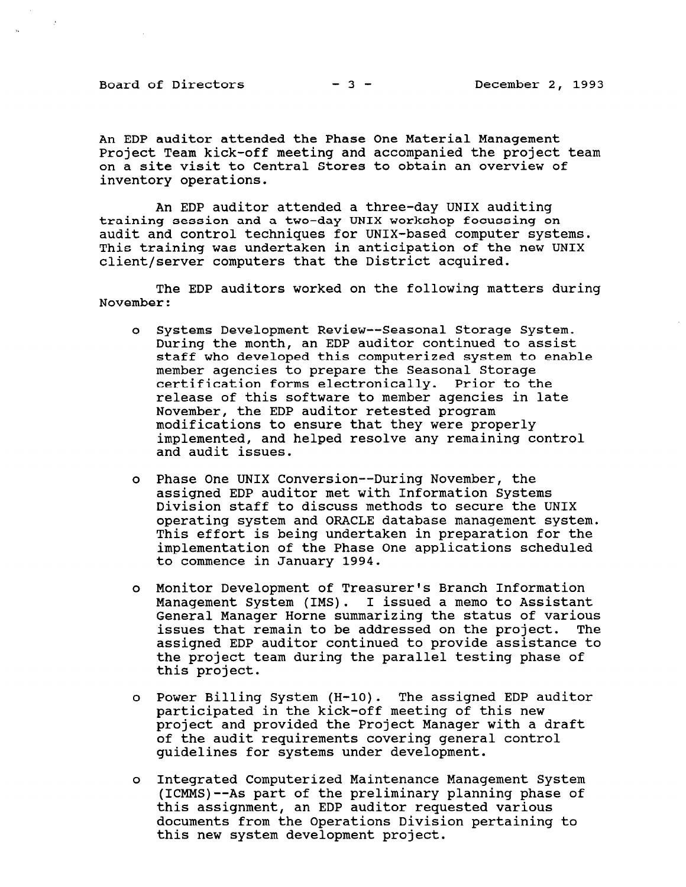An EDP auditor attended the Phase One Material Management Project Team kick-off meeting and accompanied the project team on a site visit to Central Stores to obtain an overview of inventory operations.

An EDP auditor attended a three-day UNIX auditing training session and a two-day UNIX workshop focussing on audit and control techniques for UNIX-based computer systems. This training was undertaken in anticipation of the new UNIX client/server computers that the District acquired.

The EDP auditors worked on the following matters during November:

- Systems Development Review--Seasonal Storage System. During the month, an EDP auditor continued to assist staff who developed this computerized system to enable member agencies to prepare the Seasonal Storage certification forms electronically. Prior to the release of this software to member agencies in late November, the EDP auditor retested program modifications to ensure that they were properly implemented, and helped resolve any remaining control and audit issues.

- Phase One UNIX Conversion--During November, the assigned EDP auditor met with Information Systems Division staff to discuss methods to secure the UNIX operating system and ORACLE database management system. This effort is being undertaken in preparation for the implementation of the Phase One applications scheduled to commence in January 1994.

- Monitor Development of Treasurer's Branch Information Management System (IMS). I issued a memo to Assistant General Manager Horne summarizing the status of various issues that remain to be addressed on the project. The assigned EDP auditor continued to provide assistance to the project team during the parallel testing phase of this project.

- Power Billing System (H-10). The assigned EDP auditor participated in the kick-off meeting of this new project and provided the Project Manager with a draft of the audit requirements covering general control guidelines for systems under development.

- Integrated Computerized Maintenance Management System (ICMMS)--As part of the preliminary planning phase of this assignment, an EDP auditor requested various documents from the Operations Division pertaining to this new system development project.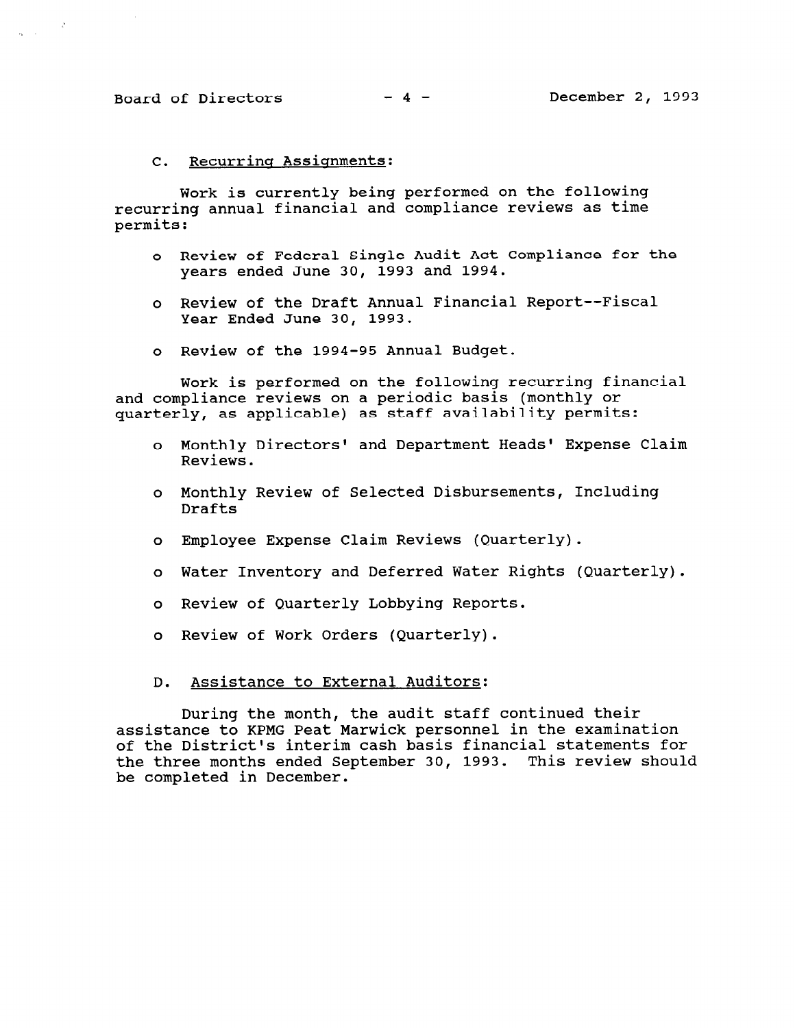### C. Recurring Assignments:

Work is currently being performed on the following recurring annual financial and compliance reviews as time permits:

- Review of Federal Single Audit Act Compliance for the years ended June 30, 1993 and 1994.
- Review of the Draft Annual Financial Report--Fiscal Year Ended June 30, 1993.
- Review of the 1994-95 Annual Budget.

Work is performed on the following recurring financial and compliance reviews on a periodic basis (monthly or quarterly, as applicable) as staff availability permits:

- Monthly Directors' and Department Heads' Expense Claim Reviews.
- Monthly Review of Selected Disbursements, Including Drafts
- Employee Expense Claim Reviews (Quarterly).
- Water Inventory and Deferred Water Rights (Quarterly).
- Review of Quarterly Lobbying Reports.
- Review of Work Orders (Quarterly).

### D. Assistance to External Auditors:

During the month, the audit staff continued their assistance to KPMG Peat Marwick personnel in the examination of the District's interim cash basis financial statements for the three months ended September 30, 1993. This review should be completed in December.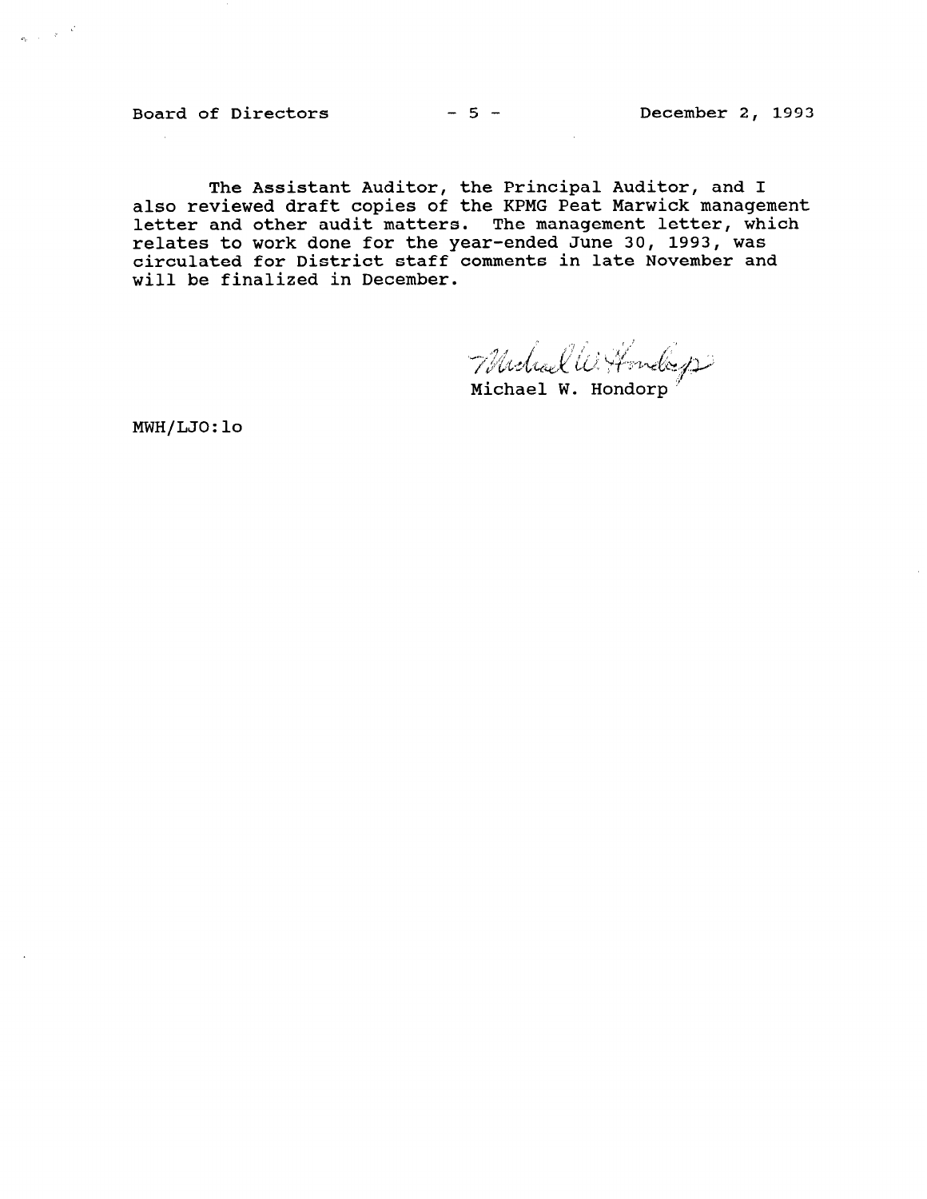The Assistant Auditor, the Principal Auditor, and I also reviewed draft copies of the KPMG Peat Marwick management letter and other audit matters. The management letter, which relates to work done for the year-ended June 30, 1993, was circulated for District staff comments in late November and will be finalized in December.

Michael W. Hondorp

MWH/LJO:lo